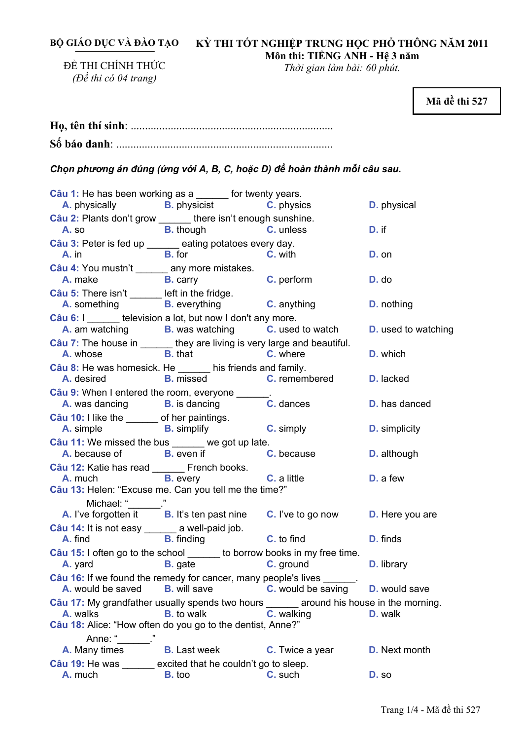**BỘ GIÁO DỤC VÀ ĐÀO TẠO**

ĐỀ THI CHÍNH THỨC
*(Đề thi có 04 trang)*

**KỲ THI TỐT NGHIỆP TRUNG HỌC PHỔ THÔNG NĂM 2011**
**Môn thi: TIẾNG ANH - Hệ 3 năm**
*Thời gian làm bài: 60 phút.*

**Mã đề thi 527**

**Họ, tên thí sinh**: ..........................................................................

**Số báo danh**: ..............................................................................

***Chọn phương án đúng (ứng với A, B, C, hoặc D) để hoàn thành mỗi câu sau.***

**Câu 1:** He has been working as a ______ for twenty years.
A. physically B. physicist C. physics D. physical

**Câu 2:** Plants don't grow ______ there isn't enough sunshine.
A. so B. though C. unless D. if

**Câu 3:** Peter is fed up ______ eating potatoes every day.
A. in B. for C. with D. on

**Câu 4:** You mustn't ______ any more mistakes.
A. make B. carry C. perform D. do

**Câu 5:** There isn't ______ left in the fridge.
A. something B. everything C. anything D. nothing

**Câu 6:** I ______ television a lot, but now I don't any more.
A. am watching B. was watching C. used to watch D. used to watching

**Câu 7:** The house in ______ they are living is very large and beautiful.
A. whose B. that C. where D. which

**Câu 8:** He was homesick. He ______ his friends and family.
A. desired B. missed C. remembered D. lacked

**Câu 9:** When I entered the room, everyone ______.
A. was dancing B. is dancing C. dances D. has danced

**Câu 10:** I like the ______ of her paintings.
A. simple B. simplify C. simply D. simplicity

**Câu 11:** We missed the bus ______ we got up late.
A. because of B. even if C. because D. although

**Câu 12:** Katie has read ______ French books.
A. much B. every C. a little D. a few

**Câu 13:** Helen: "Excuse me. Can you tell me the time?"
Michael: "______."
A. I've forgotten it B. It's ten past nine C. I've to go now D. Here you are

**Câu 14:** It is not easy ______ a well-paid job.
A. find B. finding C. to find D. finds

**Câu 15:** I often go to the school ______ to borrow books in my free time.
A. yard B. gate C. ground D. library

**Câu 16:** If we found the remedy for cancer, many people's lives ______.
A. would be saved B. will save C. would be saving D. would save

**Câu 17:** My grandfather usually spends two hours ______ around his house in the morning.
A. walks B. to walk C. walking D. walk

**Câu 18:** Alice: "How often do you go to the dentist, Anne?"
Anne: "______."
A. Many times B. Last week C. Twice a year D. Next month

**Câu 19:** He was ______ excited that he couldn't go to sleep.
A. much B. too C. such D. so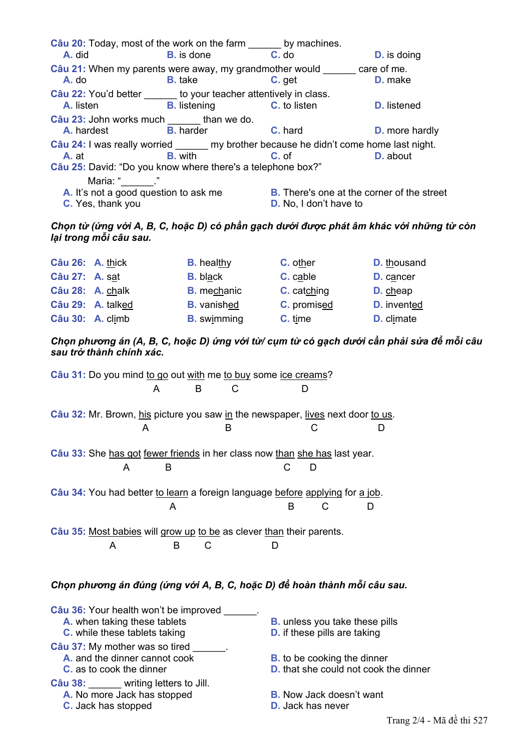**Câu 20:** Today, most of the work on the farm ______ by machines.

A. did B. is done C. do D. is doing

**Câu 21:** When my parents were away, my grandmother would ______ care of me.

A. do B. take C. get D. make

**Câu 22:** You'd better ______ to your teacher attentively in class.

A. listen B. listening C. to listen D. listened

**Câu 23:** John works much ______ than we do.

A. hardest B. harder C. hard D. more hardly

**Câu 24:** I was really worried ______ my brother because he didn't come home last night.

A. at B. with C. of D. about

**Câu 25:** David: "Do you know where there's a telephone box?"

Maria: "______."

A. It's not a good question to ask me

B. There's one at the corner of the street

C. Yes, thank you

D. No, I don't have to

***Chọn từ (ứng với A, B, C, hoặc D) có phần gạch dưới được phát âm khác với những từ còn lại trong mỗi câu sau.***

**Câu 26:** A. <u>th</u>ick B. heal<u>th</u>y C. o<u>th</u>er D. <u>th</u>ousand

**Câu 27:** A. s<u>a</u>t B. bl<u>a</u>ck C. c<u>a</u>ble D. c<u>a</u>ncer

**Câu 28:** A. <u>ch</u>alk B. me<u>ch</u>anic C. cat<u>ch</u>ing D. <u>ch</u>eap

**Câu 29:** A. talk<u>ed</u> B. vanish<u>ed</u> C. promis<u>ed</u> D. invent<u>ed</u>

**Câu 30:** A. cl<u>i</u>mb B. sw<u>i</u>mming C. t<u>i</u>me D. cl<u>i</u>mate

***Chọn phương án (A, B, C, hoặc D) ứng với từ/ cụm từ có gạch dưới cần phải sửa để mỗi câu sau trở thành chính xác.***

**Câu 31:** Do you mind <u>to go</u> (A) out <u>with</u> (B) me <u>to buy</u> (C) some <u>ice creams</u> (D)?

**Câu 32:** Mr. Brown, <u>his</u> (A) picture you saw <u>in</u> (B) the newspaper, <u>lives</u> (C) next door <u>to us</u> (D).

**Câu 33:** She <u>has got</u> (A) <u>fewer friends</u> (B) in her class now <u>than</u> (C) <u>she has</u> (D) last year.

**Câu 34:** You had better <u>to learn</u> (A) a foreign language <u>before</u> (B) <u>applying</u> (C) for <u>a job</u> (D).

**Câu 35:** <u>Most babies</u> (A) will <u>grow up</u> (B) <u>to be</u> (C) as clever <u>than</u> (D) their parents.

***Chọn phương án đúng (ứng với A, B, C, hoặc D) để hoàn thành mỗi câu sau.***

**Câu 36:** Your health won't be improved ______.

A. when taking these tablets

B. unless you take these pills

C. while these tablets taking

D. if these pills are taking

**Câu 37:** My mother was so tired ______.

A. and the dinner cannot cook

B. to be cooking the dinner

C. as to cook the dinner

D. that she could not cook the dinner

**Câu 38:** ______ writing letters to Jill.

A. No more Jack has stopped

B. Now Jack doesn't want

C. Jack has stopped

D. Jack has never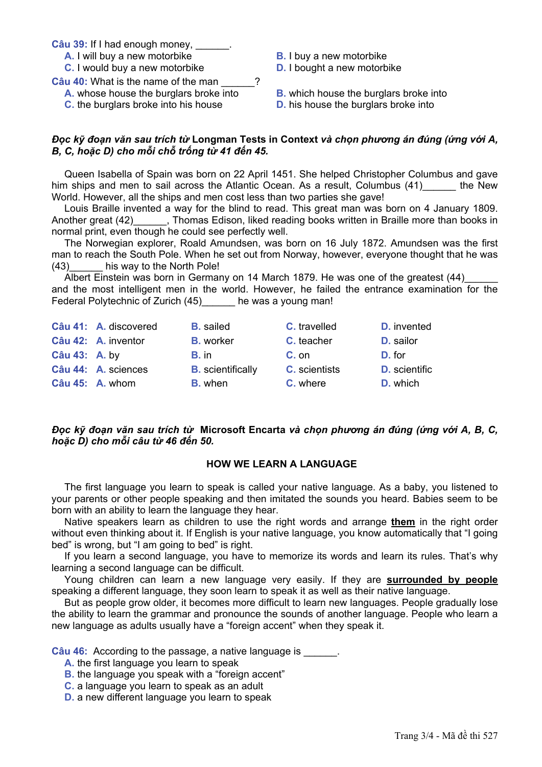**Câu 39:** If I had enough money, ______.

A. I will buy a new motorbike
B. I buy a new motorbike
C. I would buy a new motorbike
D. I bought a new motorbike

**Câu 40:** What is the name of the man ______?

A. whose house the burglars broke into
B. which house the burglars broke into
C. the burglars broke into his house
D. his house the burglars broke into

***Đọc kỹ đoạn văn sau trích từ* Longman Tests in Context *và chọn phương án đúng (ứng với A, B, C, hoặc D) cho mỗi chỗ trống từ 41 đến 45.***

Queen Isabella of Spain was born on 22 April 1451. She helped Christopher Columbus and gave him ships and men to sail across the Atlantic Ocean. As a result, Columbus (41)______ the New World. However, all the ships and men cost less than two parties she gave!

Louis Braille invented a way for the blind to read. This great man was born on 4 January 1809. Another great (42)______, Thomas Edison, liked reading books written in Braille more than books in normal print, even though he could see perfectly well.

The Norwegian explorer, Roald Amundsen, was born on 16 July 1872. Amundsen was the first man to reach the South Pole. When he set out from Norway, however, everyone thought that he was (43)______ his way to the North Pole!

Albert Einstein was born in Germany on 14 March 1879. He was one of the greatest (44)______ and the most intelligent men in the world. However, he failed the entrance examination for the Federal Polytechnic of Zurich (45)______ he was a young man!

| | | | | |
|---|---|---|---|---|
| **Câu 41:** | A. discovered | B. sailed | C. travelled | D. invented |
| **Câu 42:** | A. inventor | B. worker | C. teacher | D. sailor |
| **Câu 43:** | A. by | B. in | C. on | D. for |
| **Câu 44:** | A. sciences | B. scientifically | C. scientists | D. scientific |
| **Câu 45:** | A. whom | B. when | C. where | D. which |

***Đọc kỹ đoạn văn sau trích từ* Microsoft Encarta *và chọn phương án đúng (ứng với A, B, C, hoặc D) cho mỗi câu từ 46 đến 50.***

**HOW WE LEARN A LANGUAGE**

The first language you learn to speak is called your native language. As a baby, you listened to your parents or other people speaking and then imitated the sounds you heard. Babies seem to be born with an ability to learn the language they hear.

Native speakers learn as children to use the right words and arrange **them** in the right order without even thinking about it. If English is your native language, you know automatically that "I going bed" is wrong, but "I am going to bed" is right.

If you learn a second language, you have to memorize its words and learn its rules. That's why learning a second language can be difficult.

Young children can learn a new language very easily. If they are **surrounded by people** speaking a different language, they soon learn to speak it as well as their native language.

But as people grow older, it becomes more difficult to learn new languages. People gradually lose the ability to learn the grammar and pronounce the sounds of another language. People who learn a new language as adults usually have a "foreign accent" when they speak it.

**Câu 46:** According to the passage, a native language is ______.

A. the first language you learn to speak
B. the language you speak with a "foreign accent"
C. a language you learn to speak as an adult
D. a new different language you learn to speak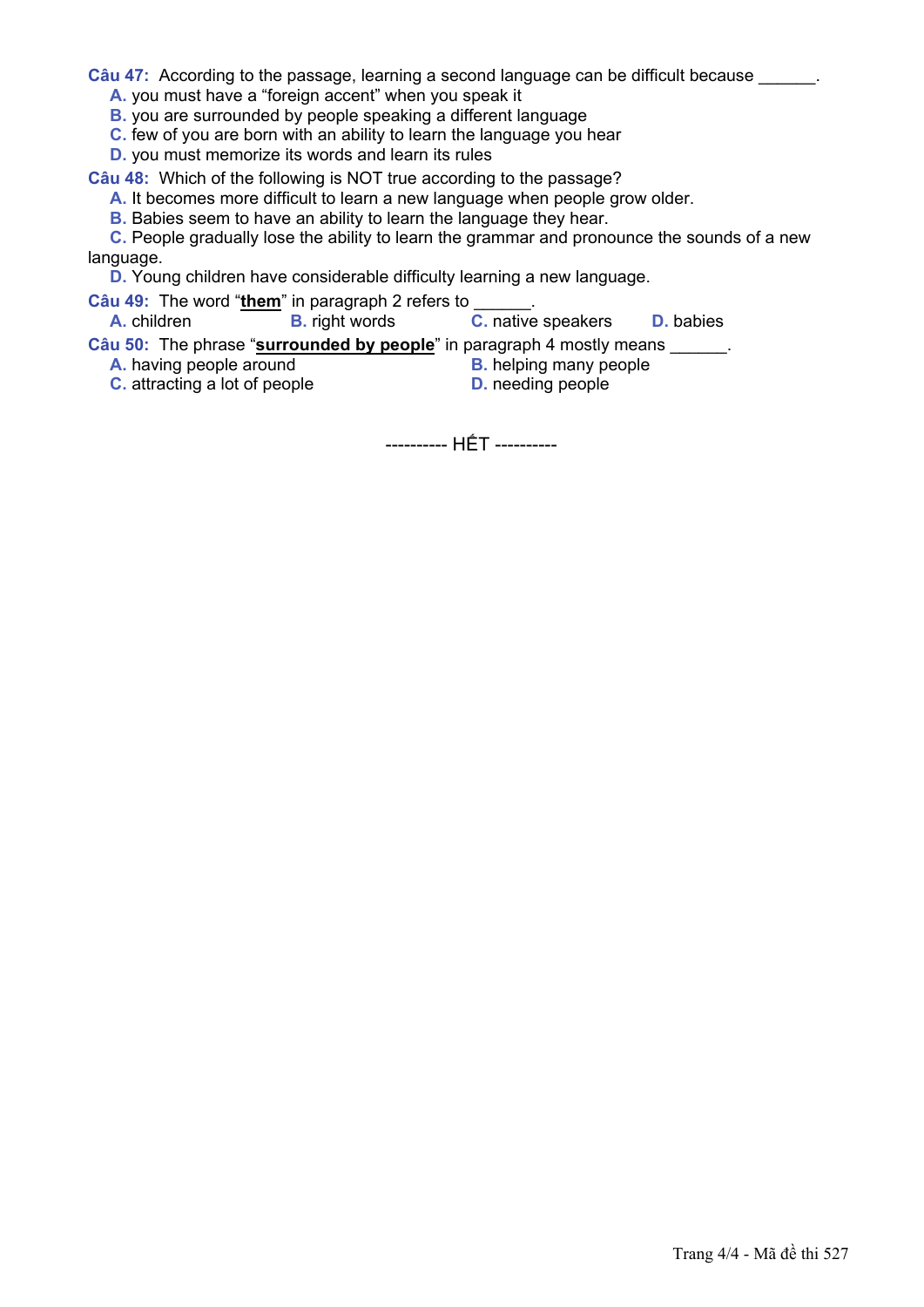**Câu 47:** According to the passage, learning a second language can be difficult because ______.

**A.** you must have a “foreign accent” when you speak it
**B.** you are surrounded by people speaking a different language
**C.** few of you are born with an ability to learn the language you hear
**D.** you must memorize its words and learn its rules

**Câu 48:** Which of the following is NOT true according to the passage?

**A.** It becomes more difficult to learn a new language when people grow older.
**B.** Babies seem to have an ability to learn the language they hear.
**C.** People gradually lose the ability to learn the grammar and pronounce the sounds of a new language.
**D.** Young children have considerable difficulty learning a new language.

**Câu 49:** The word “**them**” in paragraph 2 refers to ______.

**A.** children **B.** right words **C.** native speakers **D.** babies

**Câu 50:** The phrase “**surrounded by people**” in paragraph 4 mostly means ______.

**A.** having people around
**B.** helping many people
**C.** attracting a lot of people
**D.** needing people

---------- HẾT ----------